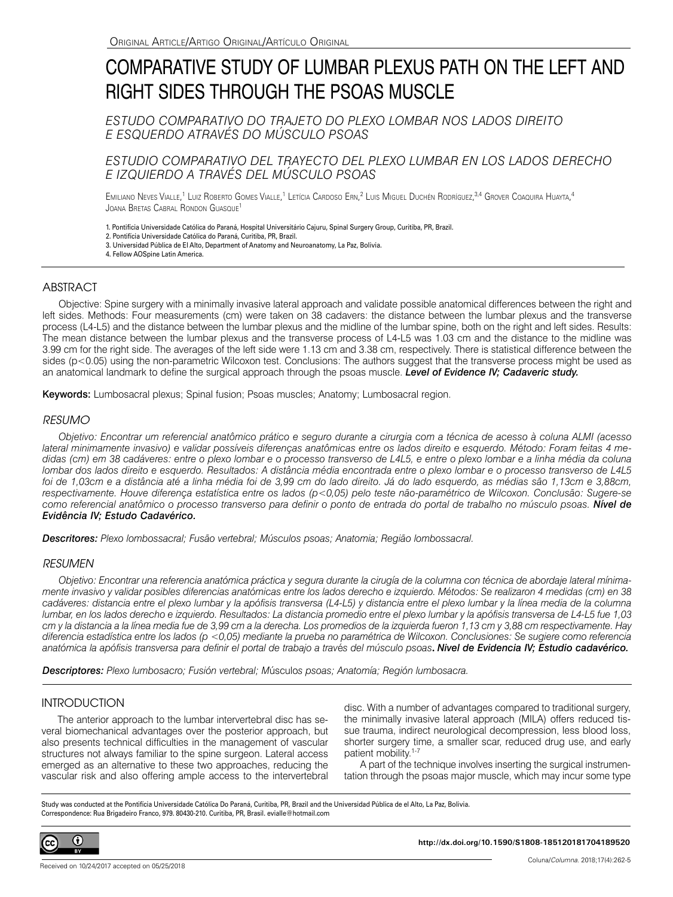Original Article/Artigo Original/Artículo Original

# COMPARATIVE STUDY OF LUMBAR PLEXUS PATH ON THE LEFT AND RIGHT SIDES THROUGH THE PSOAS MUSCLE

*ESTUDO COMPARATIVO DO TRAJETO DO PLEXO LOMBAR NOS LADOS DIREITO E ESQUERDO ATRAVÉS DO MÚSCULO PSOAS*

*ESTUDIO COMPARATIVO DEL TRAYECTO DEL PLEXO LUMBAR EN LOS LADOS DERECHO E IZQUIERDO A TRAVÉS DEL MÚSCULO PSOAS*

Emiliano Neves Vialle,[1] Luiz Roberto Gomes Vialle,[1] Letícia Cardoso Ern,[2] Luis Miguel Duchén Rodríguez,[3,4] Grover Coaquira Huayta,[4] Joana Bretas Cabral Rondon Guasque[1]

1. Pontifícia Universidade Católica do Paraná, Hospital Universitário Cajuru, Spinal Surgery Group, Curitiba, PR, Brazil.
2. Pontifícia Universidade Católica do Paraná, Curitiba, PR, Brazil.
3. Universidad Pública de El Alto, Department of Anatomy and Neuroanatomy, La Paz, Bolivia.
4. Fellow AOSpine Latin America.

## ABSTRACT

Objective: Spine surgery with a minimally invasive lateral approach and validate possible anatomical differences between the right and left sides. Methods: Four measurements (cm) were taken on 38 cadavers: the distance between the lumbar plexus and the transverse process (L4-L5) and the distance between the lumbar plexus and the midline of the lumbar spine, both on the right and left sides. Results: The mean distance between the lumbar plexus and the transverse process of L4-L5 was 1.03 cm and the distance to the midline was 3.99 cm for the right side. The averages of the left side were 1.13 cm and 3.38 cm, respectively. There is statistical difference between the sides ($p<0.05$) using the non-parametric Wilcoxon test. Conclusions: The authors suggest that the transverse process might be used as an anatomical landmark to define the surgical approach through the psoas muscle. ***Level of Evidence IV; Cadaveric study.***

**Keywords:** Lumbosacral plexus; Spinal fusion; Psoas muscles; Anatomy; Lumbosacral region.

## *RESUMO*

*Objetivo: Encontrar um referencial anatômico prático e seguro durante a cirurgia com a técnica de acesso à coluna ALMI (acesso lateral minimamente invasivo) e validar possíveis diferenças anatômicas entre os lados direito e esquerdo. Método: Foram feitas 4 medidas (cm) em 38 cadáveres: entre o plexo lombar e o processo transverso de L4L5, e entre o plexo lombar e a linha média da coluna lombar dos lados direito e esquerdo. Resultados: A distância média encontrada entre o plexo lombar e o processo transverso de L4L5 foi de 1,03cm e a distância até a linha média foi de 3,99 cm do lado direito. Já do lado esquerdo, as médias são 1,13cm e 3,88cm, respectivamente. Houve diferença estatística entre os lados ($p<0,05$) pelo teste não-paramétrico de Wilcoxon. Conclusão: Sugere-se como referencial anatômico o processo transverso para definir o ponto de entrada do portal de trabalho no músculo psoas.* ***Nível de Evidência IV; Estudo Cadavérico.***

***Descritores:*** *Plexo lombossacral; Fusão vertebral; Músculos psoas; Anatomia; Região lombossacral.*

## *RESUMEN*

*Objetivo: Encontrar una referencia anatómica práctica y segura durante la cirugía de la columna con técnica de abordaje lateral mínimamente invasivo y validar posibles diferencias anatómicas entre los lados derecho e izquierdo. Métodos: Se realizaron 4 medidas (cm) en 38 cadáveres: distancia entre el plexo lumbar y la apófisis transversa (L4-L5) y distancia entre el plexo lumbar y la línea media de la columna lumbar, en los lados derecho e izquierdo. Resultados: La distancia promedio entre el plexo lumbar y la apófisis transversa de L4-L5 fue 1,03 cm y la distancia a la línea media fue de 3,99 cm a la derecha. Los promedios de la izquierda fueron 1,13 cm y 3,88 cm respectivamente. Hay diferencia estadística entre los lados ($p <0,05$) mediante la prueba no paramétrica de Wilcoxon. Conclusiones: Se sugiere como referencia anatómica la apófisis transversa para definir el portal de trabajo a través del músculo psoas.* ***Nivel de Evidencia IV; Estudio cadavérico.***

***Descriptores:*** *Plexo lumbosacro; Fusión vertebral; Músculos psoas; Anatomía; Región lumbosacra.*

## INTRODUCTION

The anterior approach to the lumbar intervertebral disc has several biomechanical advantages over the posterior approach, but also presents technical difficulties in the management of vascular structures not always familiar to the spine surgeon. Lateral access emerged as an alternative to these two approaches, reducing the vascular risk and also offering ample access to the intervertebral disc. With a number of advantages compared to traditional surgery, the minimally invasive lateral approach (MILA) offers reduced tissue trauma, indirect neurological decompression, less blood loss, shorter surgery time, a smaller scar, reduced drug use, and early patient mobility.[1-7]

A part of the technique involves inserting the surgical instrumentation through the psoas major muscle, which may incur some type

Study was conducted at the Pontifícia Universidade Católica Do Paraná, Curitiba, PR, Brazil and the Universidad Pública de el Alto, La Paz, Bolivia.
Correspondence: Rua Brigadeiro Franco, 979. 80430-210. Curitiba, PR, Brasil. evialle@hotmail.com

**http://dx.doi.org/10.1590/S1808-185120181704189520**

Received on 10/24/2017 accepted on 05/25/2018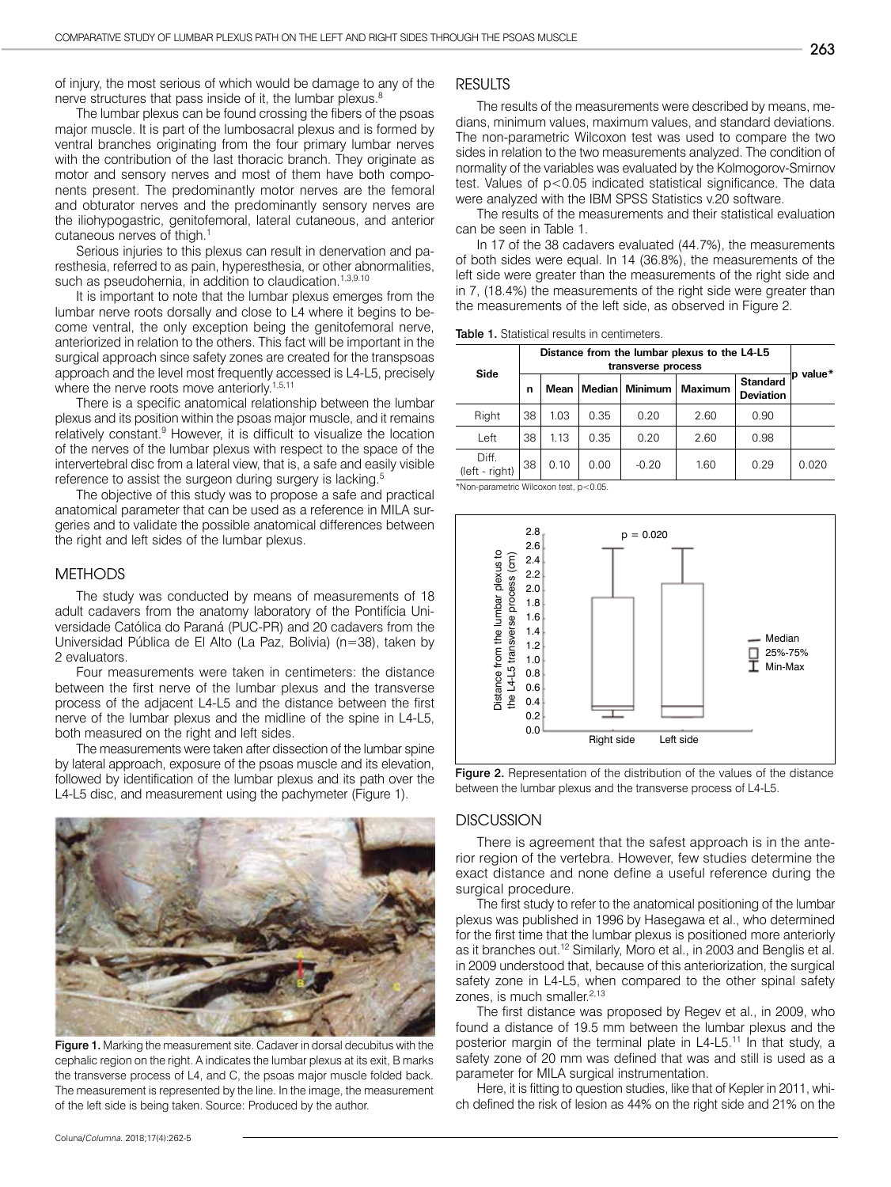of injury, the most serious of which would be damage to any of the nerve structures that pass inside of it, the lumbar plexus.[8]

The lumbar plexus can be found crossing the fibers of the psoas major muscle. It is part of the lumbosacral plexus and is formed by ventral branches originating from the four primary lumbar nerves with the contribution of the last thoracic branch. They originate as motor and sensory nerves and most of them have both components present. The predominantly motor nerves are the femoral and obturator nerves and the predominantly sensory nerves are the iliohypogastric, genitofemoral, lateral cutaneous, and anterior cutaneous nerves of thigh.[1]

Serious injuries to this plexus can result in denervation and paresthesia, referred to as pain, hyperesthesia, or other abnormalities, such as pseudohernia, in addition to claudication.[1,3,9,10]

It is important to note that the lumbar plexus emerges from the lumbar nerve roots dorsally and close to L4 where it begins to become ventral, the only exception being the genitofemoral nerve, anteriorized in relation to the others. This fact will be important in the surgical approach since safety zones are created for the transpsoas approach and the level most frequently accessed is L4-L5, precisely where the nerve roots move anteriorly.[1,5,11]

There is a specific anatomical relationship between the lumbar plexus and its position within the psoas major muscle, and it remains relatively constant.[9] However, it is difficult to visualize the location of the nerves of the lumbar plexus with respect to the space of the intervertebral disc from a lateral view, that is, a safe and easily visible reference to assist the surgeon during surgery is lacking.[5]

The objective of this study was to propose a safe and practical anatomical parameter that can be used as a reference in MILA surgeries and to validate the possible anatomical differences between the right and left sides of the lumbar plexus.

## METHODS

The study was conducted by means of measurements of 18 adult cadavers from the anatomy laboratory of the Pontifícia Universidade Católica do Paraná (PUC-PR) and 20 cadavers from the Universidad Pública de El Alto (La Paz, Bolivia) (n=38), taken by 2 evaluators.

Four measurements were taken in centimeters: the distance between the first nerve of the lumbar plexus and the transverse process of the adjacent L4-L5 and the distance between the first nerve of the lumbar plexus and the midline of the spine in L4-L5, both measured on the right and left sides.

The measurements were taken after dissection of the lumbar spine by lateral approach, exposure of the psoas muscle and its elevation, followed by identification of the lumbar plexus and its path over the L4-L5 disc, and measurement using the pachymeter (Figure 1).

**Figure 1.** Marking the measurement site. Cadaver in dorsal decubitus with the cephalic region on the right. A indicates the lumbar plexus at its exit, B marks the transverse process of L4, and C, the psoas major muscle folded back. The measurement is represented by the line. In the image, the measurement of the left side is being taken. Source: Produced by the author.

## RESULTS

The results of the measurements were described by means, medians, minimum values, maximum values, and standard deviations. The non-parametric Wilcoxon test was used to compare the two sides in relation to the two measurements analyzed. The condition of normality of the variables was evaluated by the Kolmogorov-Smirnov test. Values of $p<0.05$ indicated statistical significance. The data were analyzed with the IBM SPSS Statistics v.20 software.

The results of the measurements and their statistical evaluation can be seen in Table 1.

In 17 of the 38 cadavers evaluated (44.7%), the measurements of both sides were equal. In 14 (36.8%), the measurements of the left side were greater than the measurements of the right side and in 7, (18.4%) the measurements of the right side were greater than the measurements of the left side, as observed in Figure 2.

**Table 1.** Statistical results in centimeters.

| Side | Distance from the lumbar plexus to the L4-L5 transverse process | | | | | | p value* |
|---|---|---|---|---|---|---|---|
| | n | Mean | Median | Minimum | Maximum | Standard Deviation | |
| Right | 38 | 1.03 | 0.35 | 0.20 | 2.60 | 0.90 | |
| Left | 38 | 1.13 | 0.35 | 0.20 | 2.60 | 0.98 | |
| Diff. (left - right) | 38 | 0.10 | 0.00 | -0.20 | 1.60 | 0.29 | 0.020 |

*Non-parametric Wilcoxon test, $p<0.05$.

**Figure 2.** Representation of the distribution of the values of the distance between the lumbar plexus and the transverse process of L4-L5.

## DISCUSSION

There is agreement that the safest approach is in the anterior region of the vertebra. However, few studies determine the exact distance and none define a useful reference during the surgical procedure.

The first study to refer to the anatomical positioning of the lumbar plexus was published in 1996 by Hasegawa et al., who determined for the first time that the lumbar plexus is positioned more anteriorly as it branches out.[12] Similarly, Moro et al., in 2003 and Benglis et al. in 2009 understood that, because of this anteriorization, the surgical safety zone in L4-L5, when compared to the other spinal safety zones, is much smaller.[2,13]

The first distance was proposed by Regev et al., in 2009, who found a distance of 19.5 mm between the lumbar plexus and the posterior margin of the terminal plate in L4-L5.[11] In that study, a safety zone of 20 mm was defined that was and still is used as a parameter for MILA surgical instrumentation.

Here, it is fitting to question studies, like that of Kepler in 2011, which defined the risk of lesion as 44% on the right side and 21% on the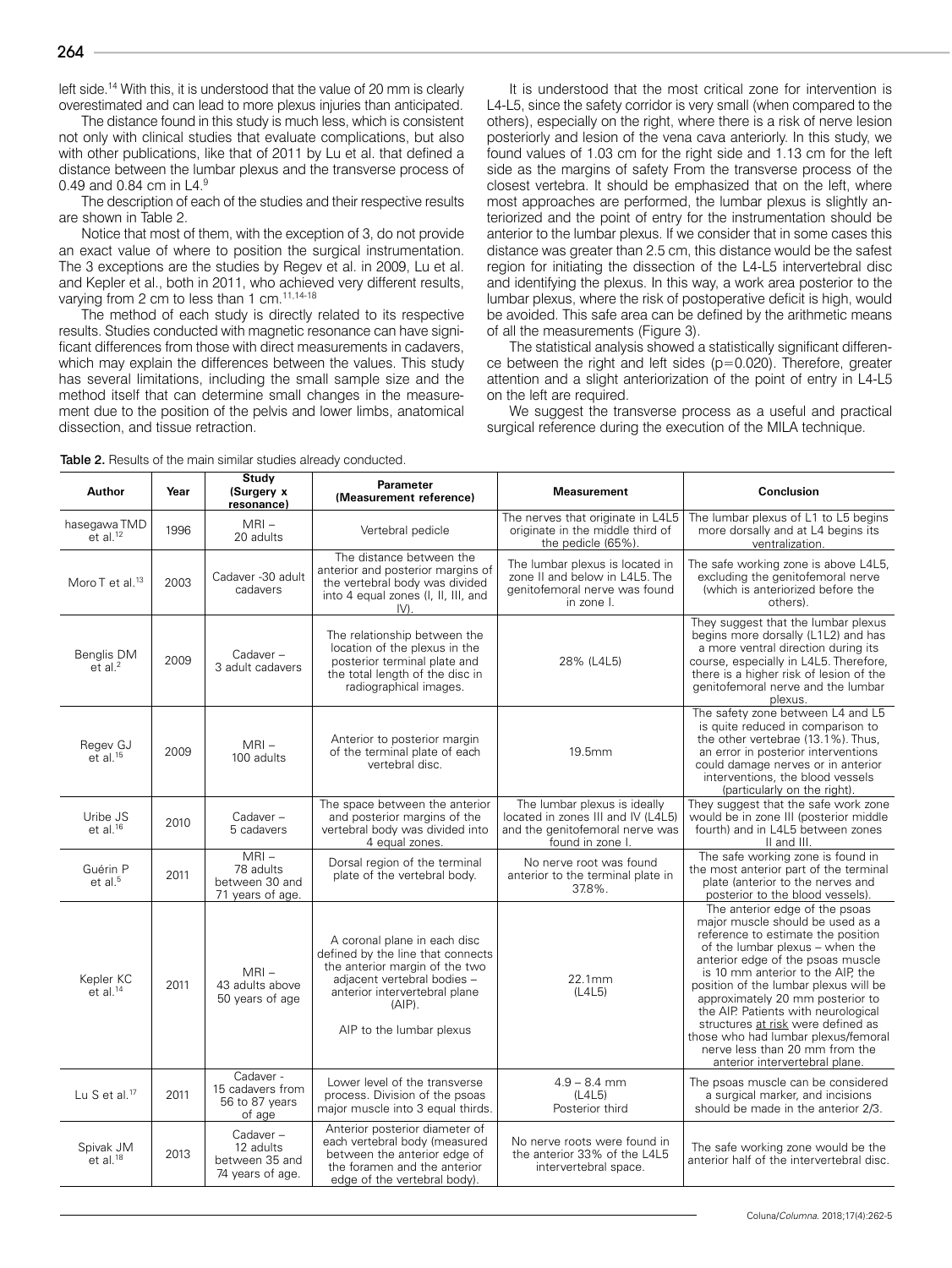left side.[14] With this, it is understood that the value of 20 mm is clearly overestimated and can lead to more plexus injuries than anticipated.

The distance found in this study is much less, which is consistent not only with clinical studies that evaluate complications, but also with other publications, like that of 2011 by Lu et al. that defined a distance between the lumbar plexus and the transverse process of 0.49 and 0.84 cm in L4.[9]

The description of each of the studies and their respective results are shown in Table 2.

Notice that most of them, with the exception of 3, do not provide an exact value of where to position the surgical instrumentation. The 3 exceptions are the studies by Regev et al. in 2009, Lu et al. and Kepler et al., both in 2011, who achieved very different results, varying from 2 cm to less than 1 cm.[11,14-18]

The method of each study is directly related to its respective results. Studies conducted with magnetic resonance can have significant differences from those with direct measurements in cadavers, which may explain the differences between the values. This study has several limitations, including the small sample size and the method itself that can determine small changes in the measurement due to the position of the pelvis and lower limbs, anatomical dissection, and tissue retraction.

It is understood that the most critical zone for intervention is L4-L5, since the safety corridor is very small (when compared to the others), especially on the right, where there is a risk of nerve lesion posteriorly and lesion of the vena cava anteriorly. In this study, we found values of 1.03 cm for the right side and 1.13 cm for the left side as the margins of safety From the transverse process of the closest vertebra. It should be emphasized that on the left, where most approaches are performed, the lumbar plexus is slightly anteriorized and the point of entry for the instrumentation should be anterior to the lumbar plexus. If we consider that in some cases this distance was greater than 2.5 cm, this distance would be the safest region for initiating the dissection of the L4-L5 intervertebral disc and identifying the plexus. In this way, a work area posterior to the lumbar plexus, where the risk of postoperative deficit is high, would be avoided. This safe area can be defined by the arithmetic means of all the measurements (Figure 3).

The statistical analysis showed a statistically significant difference between the right and left sides ($p=0.020$). Therefore, greater attention and a slight anteriorization of the point of entry in L4-L5 on the left are required.

We suggest the transverse process as a useful and practical surgical reference during the execution of the MILA technique.

**Table 2.** Results of the main similar studies already conducted.

| Author | Year | Study (Surgery x resonance) | Parameter (Measurement reference) | Measurement | Conclusion |
|---|---|---|---|---|---|
| hasegawa TMD et al.[12] | 1996 | MRI – 20 adults | Vertebral pedicle | The nerves that originate in L4L5 originate in the middle third of the pedicle (65%). | The lumbar plexus of L1 to L5 begins more dorsally and at L4 begins its ventralization. |
| Moro T et al.[13] | 2003 | Cadaver -30 adult cadavers | The distance between the anterior and posterior margins of the vertebral body was divided into 4 equal zones (I, II, III, and IV). | The lumbar plexus is located in zone II and below in L4L5. The genitofemoral nerve was found in zone I. | The safe working zone is above L4L5, excluding the genitofemoral nerve (which is anteriorized before the others). |
| Benglis DM et al.[2] | 2009 | Cadaver – 3 adult cadavers | The relationship between the location of the plexus in the posterior terminal plate and the total length of the disc in radiographical images. | 28% (L4L5) | They suggest that the lumbar plexus begins more dorsally (L1L2) and has a more ventral direction during its course, especially in L4L5. Therefore, there is a higher risk of lesion of the genitofemoral nerve and the lumbar plexus. |
| Regev GJ et al.[15] | 2009 | MRI – 100 adults | Anterior to posterior margin of the terminal plate of each vertebral disc. | 19.5mm | The safety zone between L4 and L5 is quite reduced in comparison to the other vertebrae (13.1%). Thus, an error in posterior interventions could damage nerves or in anterior interventions, the blood vessels (particularly on the right). |
| Uribe JS et al.[16] | 2010 | Cadaver – 5 cadavers | The space between the anterior and posterior margins of the vertebral body was divided into 4 equal zones. | The lumbar plexus is ideally located in zones III and IV (L4L5) and the genitofemoral nerve was found in zone I. | They suggest that the safe work zone would be in zone III (posterior middle fourth) and in L4L5 between zones II and III. |
| Guérin P et al.[5] | 2011 | MRI – 78 adults between 30 and 71 years of age. | Dorsal region of the terminal plate of the vertebral body. | No nerve root was found anterior to the terminal plate in 37.8%. | The safe working zone is found in the most anterior part of the terminal plate (anterior to the nerves and posterior to the blood vessels). |
| Kepler KC et al.[14] | 2011 | MRI – 43 adults above 50 years of age | A coronal plane in each disc defined by the line that connects the anterior margin of the two adjacent vertebral bodies – anterior intervertebral plane (AIP). AIP to the lumbar plexus | 22.1mm (L4L5) | The anterior edge of the psoas major muscle should be used as a reference to estimate the position of the lumbar plexus – when the anterior edge of the psoas muscle is 10 mm anterior to the AIP, the position of the lumbar plexus will be approximately 20 mm posterior to the AIP. Patients with neurological structures at risk were defined as those who had lumbar plexus/femoral nerve less than 20 mm from the anterior intervertebral plane. |
| Lu S et al.[17] | 2011 | Cadaver - 15 cadavers from 56 to 87 years of age | Lower level of the transverse process. Division of the psoas major muscle into 3 equal thirds. | 4.9 – 8.4 mm (L4L5) Posterior third | The psoas muscle can be considered a surgical marker, and incisions should be made in the anterior 2/3. |
| Spivak JM et al.[18] | 2013 | Cadaver – 12 adults between 35 and 74 years of age. | Anterior posterior diameter of each vertebral body (measured between the anterior edge of the foramen and the anterior edge of the vertebral body). | No nerve roots were found in the anterior 33% of the L4L5 intervertebral space. | The safe working zone would be the anterior half of the intervertebral disc. |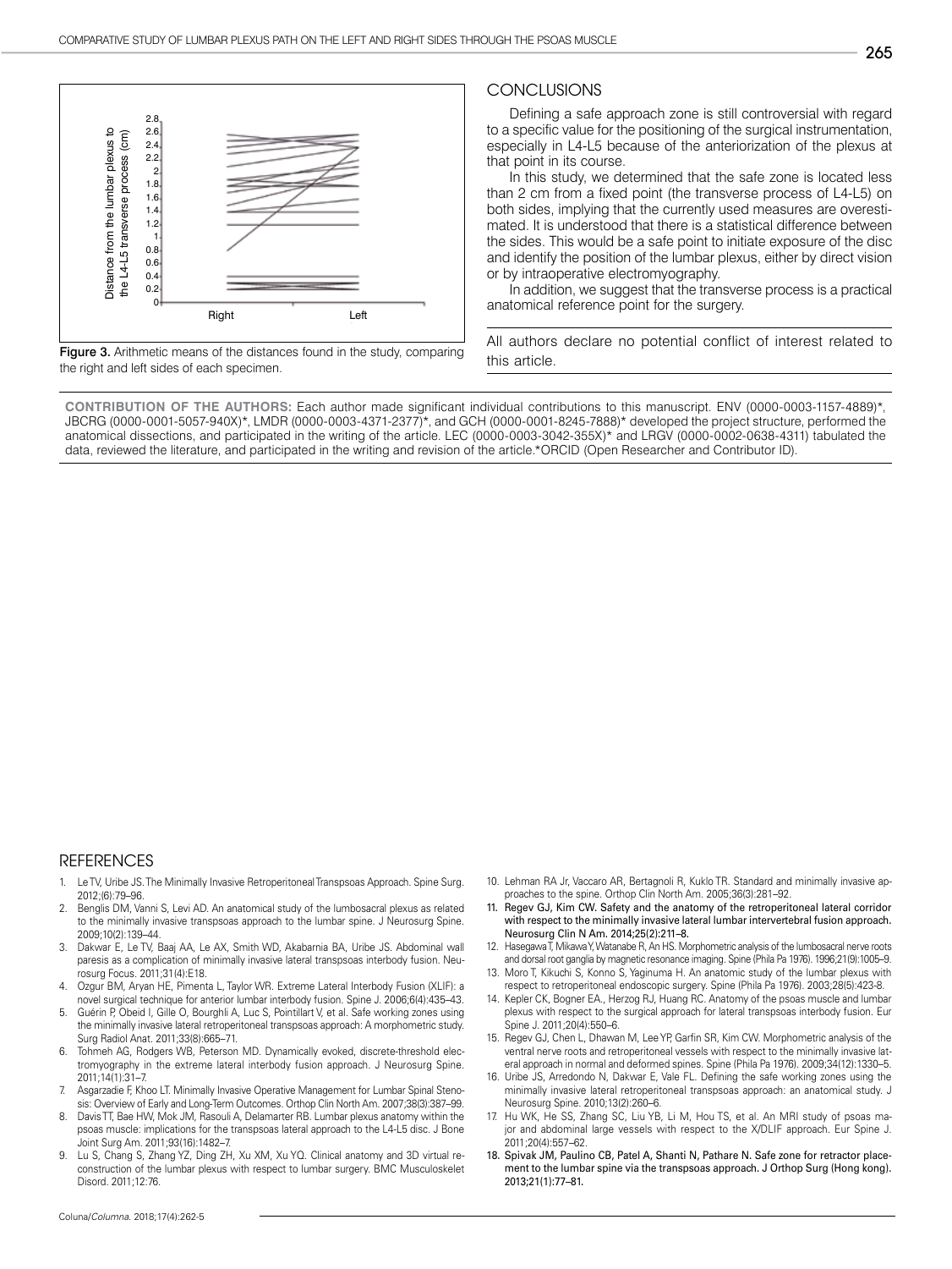Distance from the lumbar plexus to the L4-L5 transverse process (cm)

2.8
2.6
2.4
2.2
2
1.8
1.6
1.4
1.2
1
0.8
0.6
0.4
0.2
0

Right
Left

**Figure 3.** Arithmetic means of the distances found in the study, comparing the right and left sides of each specimen.

## CONCLUSIONS

Defining a safe approach zone is still controversial with regard to a specific value for the positioning of the surgical instrumentation, especially in L4-L5 because of the anteriorization of the plexus at that point in its course.

In this study, we determined that the safe zone is located less than 2 cm from a fixed point (the transverse process of L4-L5) on both sides, implying that the currently used measures are overestimated. It is understood that there is a statistical difference between the sides. This would be a safe point to initiate exposure of the disc and identify the position of the lumbar plexus, either by direct vision or by intraoperative electromyography.

In addition, we suggest that the transverse process is a practical anatomical reference point for the surgery.

All authors declare no potential conflict of interest related to this article.

**CONTRIBUTION OF THE AUTHORS:** Each author made significant individual contributions to this manuscript. ENV (0000-0003-1157-4889)*, JBCRG (0000-0001-5057-940X)*, LMDR (0000-0003-4371-2377)*, and GCH (0000-0001-8245-7888)* developed the project structure, performed the anatomical dissections, and participated in the writing of the article. LEC (0000-0003-3042-355X)* and LRGV (0000-0002-0638-4311) tabulated the data, reviewed the literature, and participated in the writing and revision of the article.*ORCID (Open Researcher and Contributor ID).

## REFERENCES

1. Le TV, Uribe JS. The Minimally Invasive Retroperitoneal Transpsoas Approach. Spine Surg. 2012;(6):79–96.
2. Benglis DM, Vanni S, Levi AD. An anatomical study of the lumbosacral plexus as related to the minimally invasive transpsoas approach to the lumbar spine. J Neurosurg Spine. 2009;10(2):139–44.
3. Dakwar E, Le TV, Baaj AA, Le AX, Smith WD, Akabarnia BA, Uribe JS. Abdominal wall paresis as a complication of minimally invasive lateral transpsoas interbody fusion. Neurosurg Focus. 2011;31(4):E18.
4. Ozgur BM, Aryan HE, Pimenta L, Taylor WR. Extreme Lateral Interbody Fusion (XLIF): a novel surgical technique for anterior lumbar interbody fusion. Spine J. 2006;6(4):435–43.
5. Guérin P, Obeid I, Gille O, Bourghli A, Luc S, Pointillart V, et al. Safe working zones using the minimally invasive lateral retroperitoneal transpsoas approach: A morphometric study. Surg Radiol Anat. 2011;33(8):665–71.
6. Tohmeh AG, Rodgers WB, Peterson MD. Dynamically evoked, discrete-threshold electromyography in the extreme lateral interbody fusion approach. J Neurosurg Spine. 2011;14(1):31–7.
7. Asgarzadie F, Khoo LT. Minimally Invasive Operative Management for Lumbar Spinal Stenosis: Overview of Early and Long-Term Outcomes. Orthop Clin North Am. 2007;38(3):387–99.
8. Davis TT, Bae HW, Mok JM, Rasouli A, Delamarter RB. Lumbar plexus anatomy within the psoas muscle: implications for the transpsoas lateral approach to the L4-L5 disc. J Bone Joint Surg Am. 2011;93(16):1482–7.
9. Lu S, Chang S, Zhang YZ, Ding ZH, Xu XM, Xu YQ. Clinical anatomy and 3D virtual reconstruction of the lumbar plexus with respect to lumbar surgery. BMC Musculoskelet Disord. 2011;12:76.
10. Lehman RA Jr, Vaccaro AR, Bertagnoli R, Kuklo TR. Standard and minimally invasive approaches to the spine. Orthop Clin North Am. 2005;36(3):281–92.
11. Regev GJ, Kim CW. Safety and the anatomy of the retroperitoneal lateral corridor with respect to the minimally invasive lateral lumbar intervertebral fusion approach. Neurosurg Clin N Am. 2014;25(2):211–8.
12. Hasegawa T, Mikawa Y, Watanabe R, An HS. Morphometric analysis of the lumbosacral nerve roots and dorsal root ganglia by magnetic resonance imaging. Spine (Phila Pa 1976). 1996;21(9):1005–9.
13. Moro T, Kikuchi S, Konno S, Yaginuma H. An anatomic study of the lumbar plexus with respect to retroperitoneal endoscopic surgery. Spine (Phila Pa 1976). 2003;28(5):423-8.
14. Kepler CK, Bogner EA., Herzog RJ, Huang RC. Anatomy of the psoas muscle and lumbar plexus with respect to the surgical approach for lateral transpsoas interbody fusion. Eur Spine J. 2011;20(4):550–6.
15. Regev GJ, Chen L, Dhawan M, Lee YP, Garfin SR, Kim CW. Morphometric analysis of the ventral nerve roots and retroperitoneal vessels with respect to the minimally invasive lateral approach in normal and deformed spines. Spine (Phila Pa 1976). 2009;34(12):1330–5.
16. Uribe JS, Arredondo N, Dakwar E, Vale FL. Defining the safe working zones using the minimally invasive lateral retroperitoneal transpsoas approach: an anatomical study. J Neurosurg Spine. 2010;13(2):260–6.
17. Hu WK, He SS, Zhang SC, Liu YB, Li M, Hou TS, et al. An MRI study of psoas major and abdominal large vessels with respect to the X/DLIF approach. Eur Spine J. 2011;20(4):557–62.
18. Spivak JM, Paulino CB, Patel A, Shanti N, Pathare N. Safe zone for retractor placement to the lumbar spine via the transpsoas approach. J Orthop Surg (Hong kong). 2013;21(1):77–81.